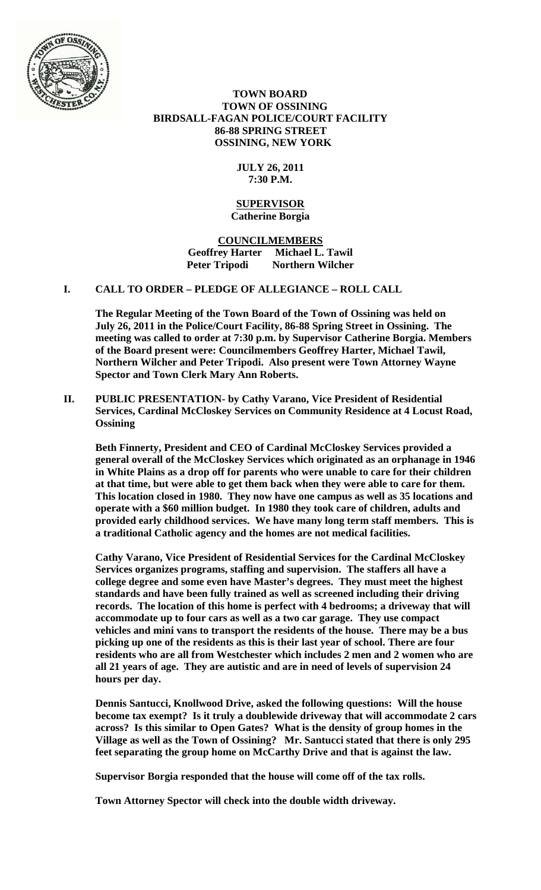**TOWN BOARD**
**TOWN OF OSSINING**
**BIRDSALL-FAGAN POLICE/COURT FACILITY**
**86-88 SPRING STREET**
**OSSINING, NEW YORK**

**JULY 26, 2011**
**7:30 P.M.**

**SUPERVISOR**
**Catherine Borgia**

**COUNCILMEMBERS**
**Geoffrey Harter Michael L. Tawil**
**Peter Tripodi Northern Wilcher**

## I. CALL TO ORDER – PLEDGE OF ALLEGIANCE – ROLL CALL

**The Regular Meeting of the Town Board of the Town of Ossining was held on July 26, 2011 in the Police/Court Facility, 86-88 Spring Street in Ossining. The meeting was called to order at 7:30 p.m. by Supervisor Catherine Borgia. Members of the Board present were: Councilmembers Geoffrey Harter, Michael Tawil, Northern Wilcher and Peter Tripodi. Also present were Town Attorney Wayne Spector and Town Clerk Mary Ann Roberts.**

## II. PUBLIC PRESENTATION- by Cathy Varano, Vice President of Residential Services, Cardinal McCloskey Services on Community Residence at 4 Locust Road, Ossining

**Beth Finnerty, President and CEO of Cardinal McCloskey Services provided a general overall of the McCloskey Services which originated as an orphanage in 1946 in White Plains as a drop off for parents who were unable to care for their children at that time, but were able to get them back when they were able to care for them. This location closed in 1980. They now have one campus as well as 35 locations and operate with a $60 million budget. In 1980 they took care of children, adults and provided early childhood services. We have many long term staff members. This is a traditional Catholic agency and the homes are not medical facilities.**

**Cathy Varano, Vice President of Residential Services for the Cardinal McCloskey Services organizes programs, staffing and supervision. The staffers all have a college degree and some even have Master's degrees. They must meet the highest standards and have been fully trained as well as screened including their driving records. The location of this home is perfect with 4 bedrooms; a driveway that will accommodate up to four cars as well as a two car garage. They use compact vehicles and mini vans to transport the residents of the house. There may be a bus picking up one of the residents as this is their last year of school. There are four residents who are all from Westchester which includes 2 men and 2 women who are all 21 years of age. They are autistic and are in need of levels of supervision 24 hours per day.**

**Dennis Santucci, Knollwood Drive, asked the following questions: Will the house become tax exempt? Is it truly a doublewide driveway that will accommodate 2 cars across? Is this similar to Open Gates? What is the density of group homes in the Village as well as the Town of Ossining? Mr. Santucci stated that there is only 295 feet separating the group home on McCarthy Drive and that is against the law.**

**Supervisor Borgia responded that the house will come off of the tax rolls.**

**Town Attorney Spector will check into the double width driveway.**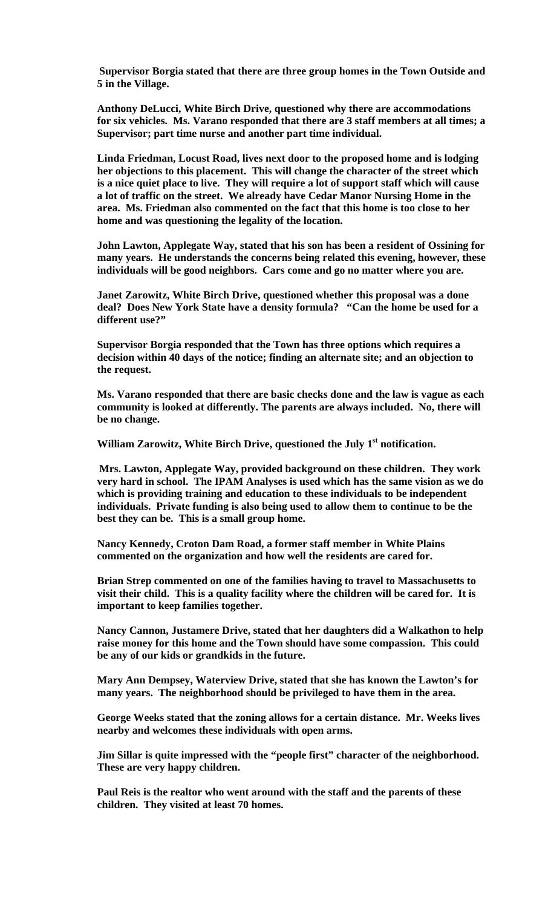**Supervisor Borgia stated that there are three group homes in the Town Outside and 5 in the Village.**

**Anthony DeLucci, White Birch Drive, questioned why there are accommodations for six vehicles. Ms. Varano responded that there are 3 staff members at all times; a Supervisor; part time nurse and another part time individual.**

**Linda Friedman, Locust Road, lives next door to the proposed home and is lodging her objections to this placement. This will change the character of the street which is a nice quiet place to live. They will require a lot of support staff which will cause a lot of traffic on the street. We already have Cedar Manor Nursing Home in the area. Ms. Friedman also commented on the fact that this home is too close to her home and was questioning the legality of the location.**

**John Lawton, Applegate Way, stated that his son has been a resident of Ossining for many years. He understands the concerns being related this evening, however, these individuals will be good neighbors. Cars come and go no matter where you are.**

**Janet Zarowitz, White Birch Drive, questioned whether this proposal was a done deal? Does New York State have a density formula? "Can the home be used for a different use?"**

**Supervisor Borgia responded that the Town has three options which requires a decision within 40 days of the notice; finding an alternate site; and an objection to the request.**

**Ms. Varano responded that there are basic checks done and the law is vague as each community is looked at differently. The parents are always included. No, there will be no change.**

**William Zarowitz, White Birch Drive, questioned the July 1st notification.**

**Mrs. Lawton, Applegate Way, provided background on these children. They work very hard in school. The IPAM Analyses is used which has the same vision as we do which is providing training and education to these individuals to be independent individuals. Private funding is also being used to allow them to continue to be the best they can be. This is a small group home.**

**Nancy Kennedy, Croton Dam Road, a former staff member in White Plains commented on the organization and how well the residents are cared for.**

**Brian Strep commented on one of the families having to travel to Massachusetts to visit their child. This is a quality facility where the children will be cared for. It is important to keep families together.**

**Nancy Cannon, Justamere Drive, stated that her daughters did a Walkathon to help raise money for this home and the Town should have some compassion. This could be any of our kids or grandkids in the future.**

**Mary Ann Dempsey, Waterview Drive, stated that she has known the Lawton's for many years. The neighborhood should be privileged to have them in the area.**

**George Weeks stated that the zoning allows for a certain distance. Mr. Weeks lives nearby and welcomes these individuals with open arms.**

**Jim Sillar is quite impressed with the "people first" character of the neighborhood. These are very happy children.**

**Paul Reis is the realtor who went around with the staff and the parents of these children. They visited at least 70 homes.**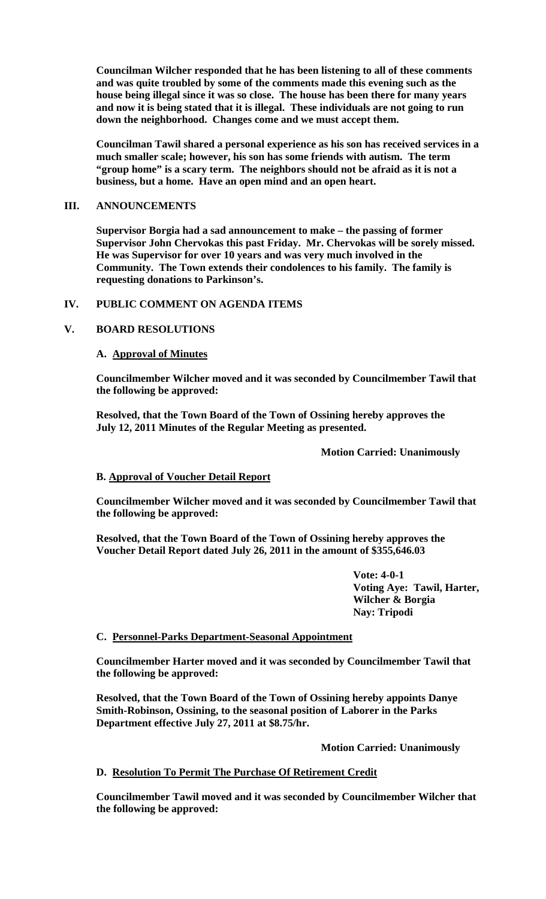**Councilman Wilcher responded that he has been listening to all of these comments and was quite troubled by some of the comments made this evening such as the house being illegal since it was so close. The house has been there for many years and now it is being stated that it is illegal. These individuals are not going to run down the neighborhood. Changes come and we must accept them.**

**Councilman Tawil shared a personal experience as his son has received services in a much smaller scale; however, his son has some friends with autism. The term "group home" is a scary term. The neighbors should not be afraid as it is not a business, but a home. Have an open mind and an open heart.**

## III. ANNOUNCEMENTS

**Supervisor Borgia had a sad announcement to make – the passing of former Supervisor John Chervokas this past Friday. Mr. Chervokas will be sorely missed. He was Supervisor for over 10 years and was very much involved in the Community. The Town extends their condolences to his family. The family is requesting donations to Parkinson's.**

## IV. PUBLIC COMMENT ON AGENDA ITEMS

## V. BOARD RESOLUTIONS

### A. Approval of Minutes

**Councilmember Wilcher moved and it was seconded by Councilmember Tawil that the following be approved:**

**Resolved, that the Town Board of the Town of Ossining hereby approves the July 12, 2011 Minutes of the Regular Meeting as presented.**

**Motion Carried: Unanimously**

### B. Approval of Voucher Detail Report

**Councilmember Wilcher moved and it was seconded by Councilmember Tawil that the following be approved:**

**Resolved, that the Town Board of the Town of Ossining hereby approves the Voucher Detail Report dated July 26, 2011 in the amount of $355,646.03**

**Vote: 4-0-1**
**Voting Aye: Tawil, Harter, Wilcher & Borgia**
**Nay: Tripodi**

### C. Personnel-Parks Department-Seasonal Appointment

**Councilmember Harter moved and it was seconded by Councilmember Tawil that the following be approved:**

**Resolved, that the Town Board of the Town of Ossining hereby appoints Danye Smith-Robinson, Ossining, to the seasonal position of Laborer in the Parks Department effective July 27, 2011 at $8.75/hr.**

**Motion Carried: Unanimously**

### D. Resolution To Permit The Purchase Of Retirement Credit

**Councilmember Tawil moved and it was seconded by Councilmember Wilcher that the following be approved:**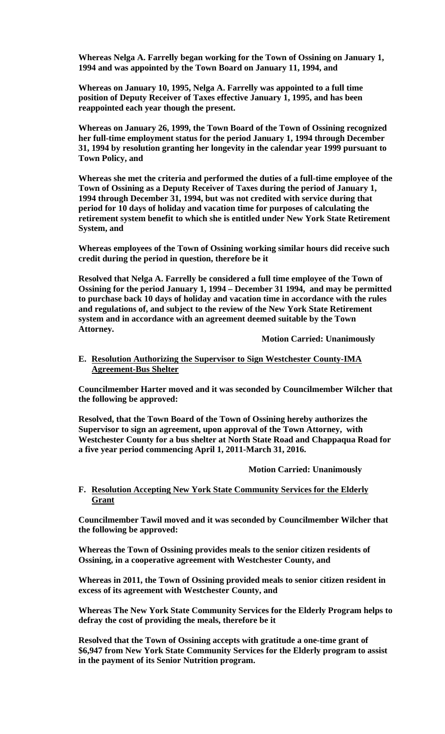**Whereas Nelga A. Farrelly began working for the Town of Ossining on January 1, 1994 and was appointed by the Town Board on January 11, 1994, and**

**Whereas on January 10, 1995, Nelga A. Farrelly was appointed to a full time position of Deputy Receiver of Taxes effective January 1, 1995, and has been reappointed each year though the present.**

**Whereas on January 26, 1999, the Town Board of the Town of Ossining recognized her full-time employment status for the period January 1, 1994 through December 31, 1994 by resolution granting her longevity in the calendar year 1999 pursuant to Town Policy, and**

**Whereas she met the criteria and performed the duties of a full-time employee of the Town of Ossining as a Deputy Receiver of Taxes during the period of January 1, 1994 through December 31, 1994, but was not credited with service during that period for 10 days of holiday and vacation time for purposes of calculating the retirement system benefit to which she is entitled under New York State Retirement System, and**

**Whereas employees of the Town of Ossining working similar hours did receive such credit during the period in question, therefore be it**

**Resolved that Nelga A. Farrelly be considered a full time employee of the Town of Ossining for the period January 1, 1994 – December 31 1994, and may be permitted to purchase back 10 days of holiday and vacation time in accordance with the rules and regulations of, and subject to the review of the New York State Retirement system and in accordance with an agreement deemed suitable by the Town Attorney.**

**Motion Carried: Unanimously**

**E. <u>Resolution Authorizing the Supervisor to Sign Westchester County-IMA Agreement-Bus Shelter</u>**

**Councilmember Harter moved and it was seconded by Councilmember Wilcher that the following be approved:**

**Resolved, that the Town Board of the Town of Ossining hereby authorizes the Supervisor to sign an agreement, upon approval of the Town Attorney, with Westchester County for a bus shelter at North State Road and Chappaqua Road for a five year period commencing April 1, 2011-March 31, 2016.**

**Motion Carried: Unanimously**

**F. <u>Resolution Accepting New York State Community Services for the Elderly Grant</u>**

**Councilmember Tawil moved and it was seconded by Councilmember Wilcher that the following be approved:**

**Whereas the Town of Ossining provides meals to the senior citizen residents of Ossining, in a cooperative agreement with Westchester County, and**

**Whereas in 2011, the Town of Ossining provided meals to senior citizen resident in excess of its agreement with Westchester County, and**

**Whereas The New York State Community Services for the Elderly Program helps to defray the cost of providing the meals, therefore be it**

**Resolved that the Town of Ossining accepts with gratitude a one-time grant of $6,947 from New York State Community Services for the Elderly program to assist in the payment of its Senior Nutrition program.**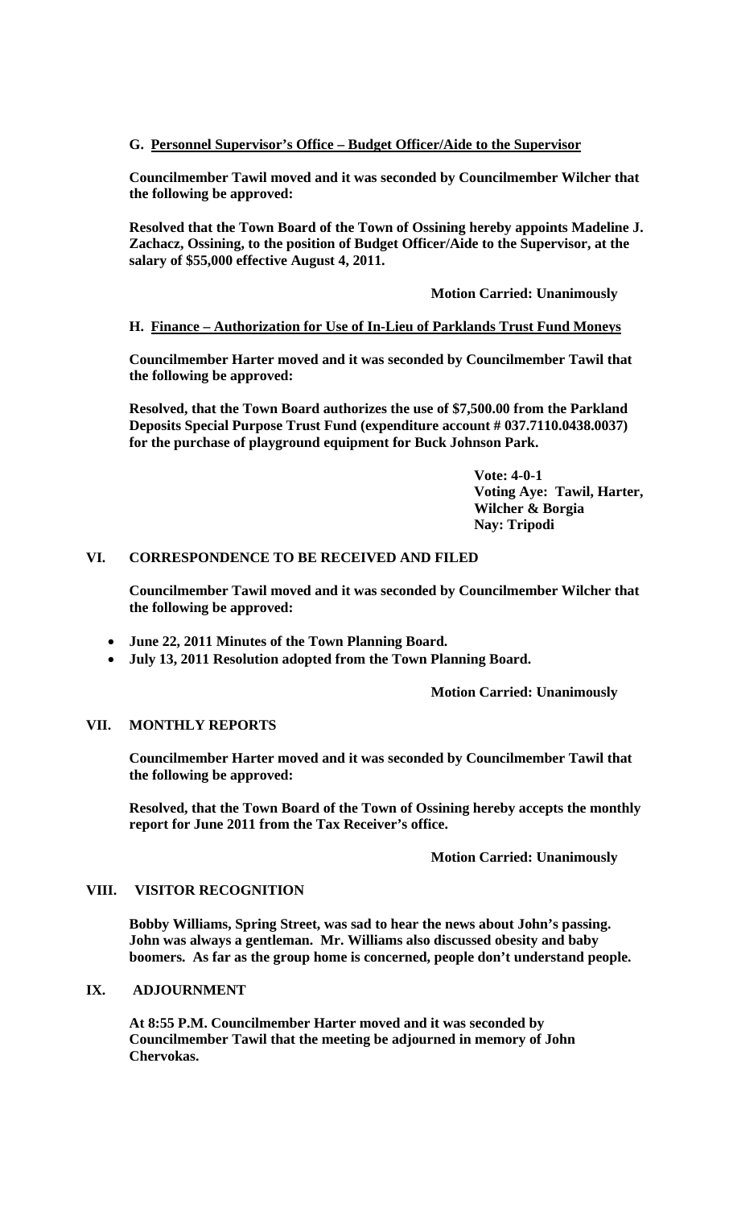**G. Personnel Supervisor's Office – Budget Officer/Aide to the Supervisor**

**Councilmember Tawil moved and it was seconded by Councilmember Wilcher that the following be approved:**

**Resolved that the Town Board of the Town of Ossining hereby appoints Madeline J. Zachacz, Ossining, to the position of Budget Officer/Aide to the Supervisor, at the salary of $55,000 effective August 4, 2011.**

**Motion Carried: Unanimously**

**H. Finance – Authorization for Use of In-Lieu of Parklands Trust Fund Moneys**

**Councilmember Harter moved and it was seconded by Councilmember Tawil that the following be approved:**

**Resolved, that the Town Board authorizes the use of $7,500.00 from the Parkland Deposits Special Purpose Trust Fund (expenditure account # 037.7110.0438.0037) for the purchase of playground equipment for Buck Johnson Park.**

**Vote: 4-0-1**
**Voting Aye: Tawil, Harter, Wilcher & Borgia**
**Nay: Tripodi**

## VI. CORRESPONDENCE TO BE RECEIVED AND FILED

**Councilmember Tawil moved and it was seconded by Councilmember Wilcher that the following be approved:**

- **June 22, 2011 Minutes of the Town Planning Board.**
- **July 13, 2011 Resolution adopted from the Town Planning Board.**

**Motion Carried: Unanimously**

## VII. MONTHLY REPORTS

**Councilmember Harter moved and it was seconded by Councilmember Tawil that the following be approved:**

**Resolved, that the Town Board of the Town of Ossining hereby accepts the monthly report for June 2011 from the Tax Receiver's office.**

**Motion Carried: Unanimously**

## VIII. VISITOR RECOGNITION

**Bobby Williams, Spring Street, was sad to hear the news about John's passing. John was always a gentleman. Mr. Williams also discussed obesity and baby boomers. As far as the group home is concerned, people don't understand people.**

## IX. ADJOURNMENT

**At 8:55 P.M. Councilmember Harter moved and it was seconded by Councilmember Tawil that the meeting be adjourned in memory of John Chervokas.**